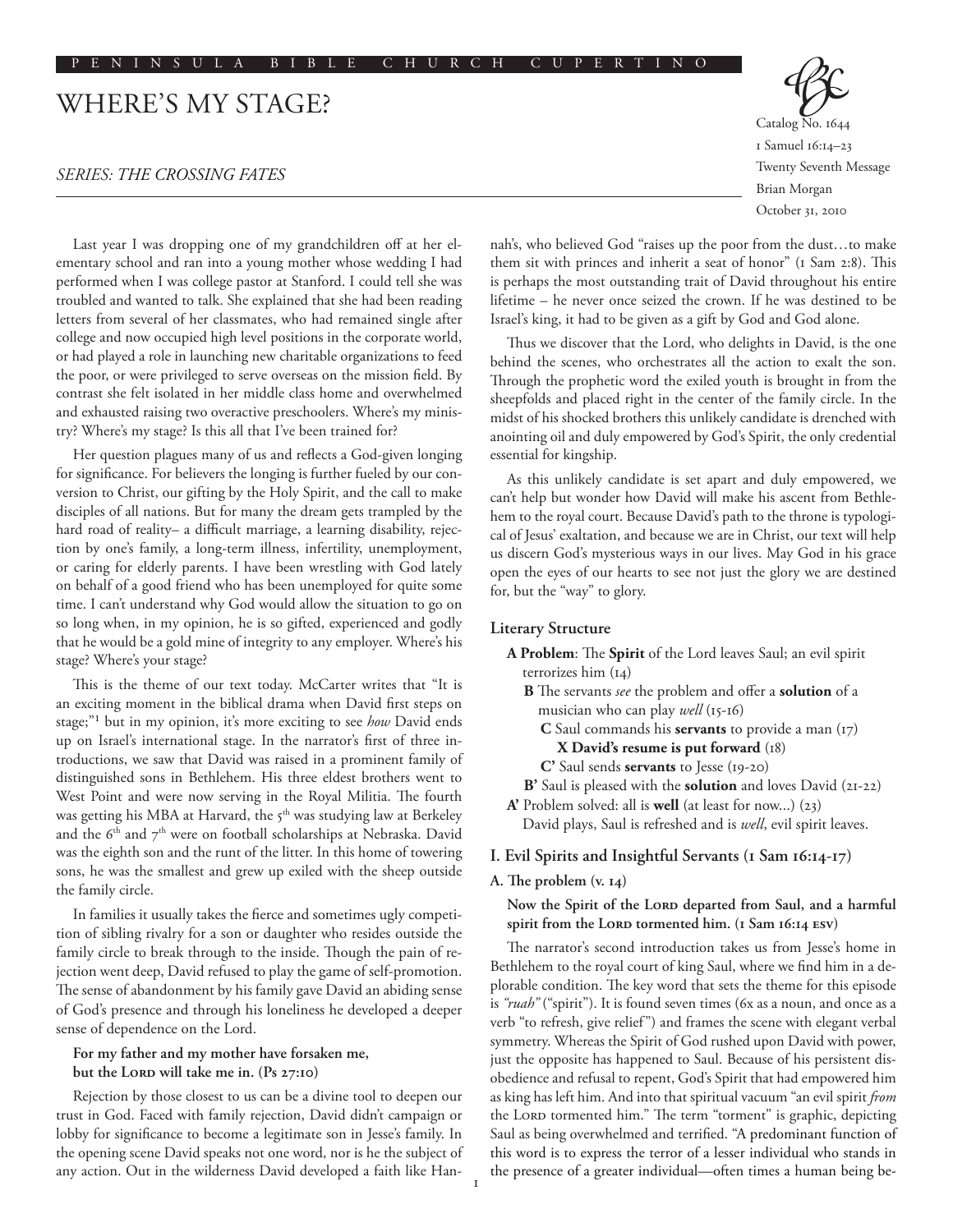# WHERE'S MY STAGE?

*SERIES: THE CROSSING FATES*

Catalog No. 1644
1 Samuel 16:14–23
Twenty Seventh Message
Brian Morgan
October 31, 2010

Last year I was dropping one of my grandchildren off at her elementary school and ran into a young mother whose wedding I had performed when I was college pastor at Stanford. I could tell she was troubled and wanted to talk. She explained that she had been reading letters from several of her classmates, who had remained single after college and now occupied high level positions in the corporate world, or had played a role in launching new charitable organizations to feed the poor, or were privileged to serve overseas on the mission field. By contrast she felt isolated in her middle class home and overwhelmed and exhausted raising two overactive preschoolers. Where's my ministry? Where's my stage? Is this all that I've been trained for?

Her question plagues many of us and reflects a God-given longing for significance. For believers the longing is further fueled by our conversion to Christ, our gifting by the Holy Spirit, and the call to make disciples of all nations. But for many the dream gets trampled by the hard road of reality– a difficult marriage, a learning disability, rejection by one's family, a long-term illness, infertility, unemployment, or caring for elderly parents. I have been wrestling with God lately on behalf of a good friend who has been unemployed for quite some time. I can't understand why God would allow the situation to go on so long when, in my opinion, he is so gifted, experienced and godly that he would be a gold mine of integrity to any employer. Where's his stage? Where's your stage?

This is the theme of our text today. McCarter writes that "It is an exciting moment in the biblical drama when David first steps on stage;"[1] but in my opinion, it's more exciting to see *how* David ends up on Israel's international stage. In the narrator's first of three introductions, we saw that David was raised in a prominent family of distinguished sons in Bethlehem. His three eldest brothers went to West Point and were now serving in the Royal Militia. The fourth was getting his MBA at Harvard, the 5th was studying law at Berkeley and the 6th and 7th were on football scholarships at Nebraska. David was the eighth son and the runt of the litter. In this home of towering sons, he was the smallest and grew up exiled with the sheep outside the family circle.

In families it usually takes the fierce and sometimes ugly competition of sibling rivalry for a son or daughter who resides outside the family circle to break through to the inside. Though the pain of rejection went deep, David refused to play the game of self-promotion. The sense of abandonment by his family gave David an abiding sense of God's presence and through his loneliness he developed a deeper sense of dependence on the Lord.

**For my father and my mother have forsaken me,**
**but the Lord will take me in. (Ps 27:10)**

Rejection by those closest to us can be a divine tool to deepen our trust in God. Faced with family rejection, David didn't campaign or lobby for significance to become a legitimate son in Jesse's family. In the opening scene David speaks not one word, nor is he the subject of any action. Out in the wilderness David developed a faith like Hannah's, who believed God "raises up the poor from the dust…to make them sit with princes and inherit a seat of honor" (1 Sam 2:8). This is perhaps the most outstanding trait of David throughout his entire lifetime – he never once seized the crown. If he was destined to be Israel's king, it had to be given as a gift by God and God alone.

Thus we discover that the Lord, who delights in David, is the one behind the scenes, who orchestrates all the action to exalt the son. Through the prophetic word the exiled youth is brought in from the sheepfolds and placed right in the center of the family circle. In the midst of his shocked brothers this unlikely candidate is drenched with anointing oil and duly empowered by God's Spirit, the only credential essential for kingship.

As this unlikely candidate is set apart and duly empowered, we can't help but wonder how David will make his ascent from Bethlehem to the royal court. Because David's path to the throne is typological of Jesus' exaltation, and because we are in Christ, our text will help us discern God's mysterious ways in our lives. May God in his grace open the eyes of our hearts to see not just the glory we are destined for, but the "way" to glory.

## Literary Structure

**A Problem**: The **Spirit** of the Lord leaves Saul; an evil spirit terrorizes him (14)
  **B** The servants *see* the problem and offer a **solution** of a musician who can play *well* (15-16)
    **C** Saul commands his **servants** to provide a man (17)
      **X David's resume is put forward** (18)
    **C'** Saul sends **servants** to Jesse (19-20)
  **B'** Saul is pleased with the **solution** and loves David (21-22)
**A'** Problem solved: all is **well** (at least for now...) (23)
David plays, Saul is refreshed and is *well*, evil spirit leaves.

## I. Evil Spirits and Insightful Servants (1 Sam 16:14-17)

### A. The problem (v. 14)

**Now the Spirit of the Lord departed from Saul, and a harmful spirit from the Lord tormented him. (1 Sam 16:14 ESV)**

The narrator's second introduction takes us from Jesse's home in Bethlehem to the royal court of king Saul, where we find him in a deplorable condition. The key word that sets the theme for this episode is *"ruah"* ("spirit"). It is found seven times (6x as a noun, and once as a verb "to refresh, give relief") and frames the scene with elegant verbal symmetry. Whereas the Spirit of God rushed upon David with power, just the opposite has happened to Saul. Because of his persistent disobedience and refusal to repent, God's Spirit that had empowered him as king has left him. And into that spiritual vacuum "an evil spirit *from* the Lord tormented him." The term "torment" is graphic, depicting Saul as being overwhelmed and terrified. "A predominant function of this word is to express the terror of a lesser individual who stands in the presence of a greater individual—often times a human being be-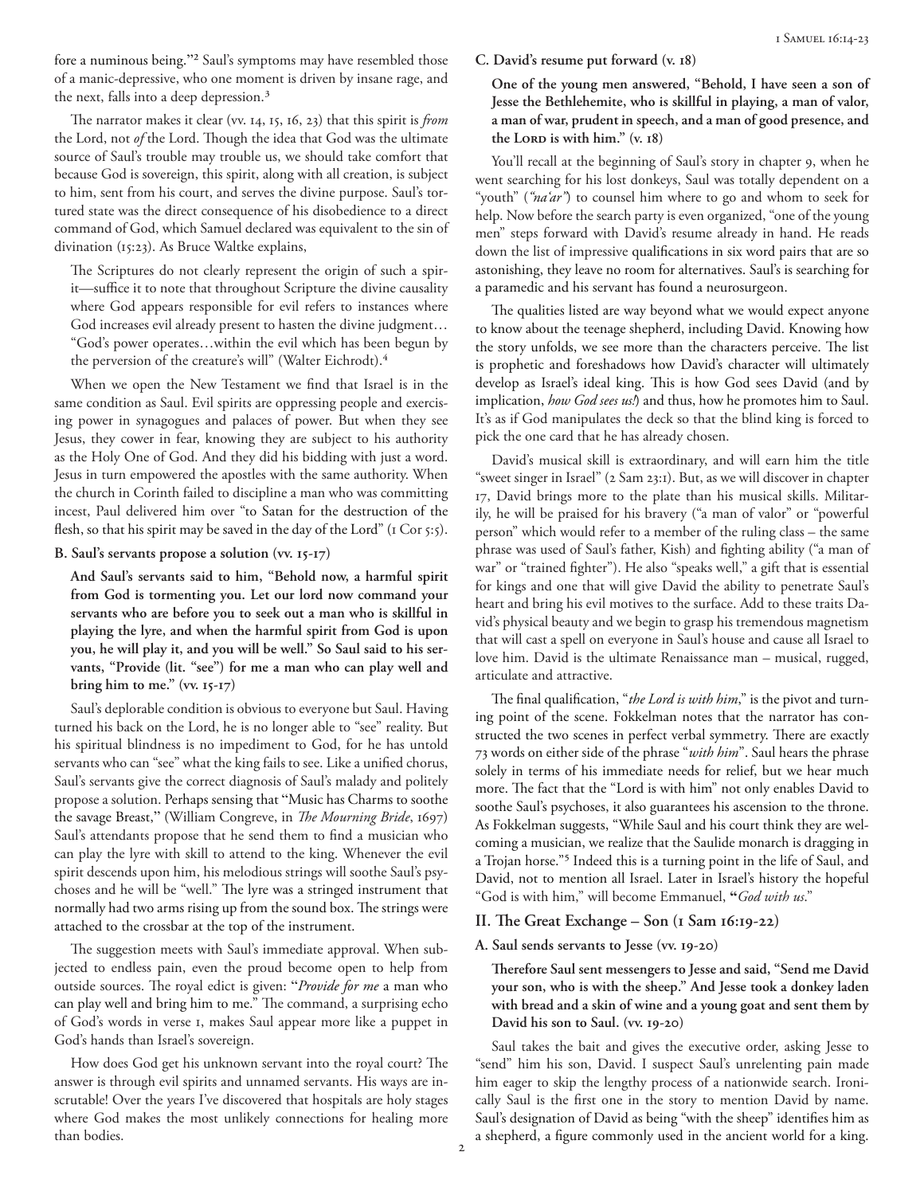fore a numinous being."[2] Saul's symptoms may have resembled those of a manic-depressive, who one moment is driven by insane rage, and the next, falls into a deep depression.[3]

The narrator makes it clear (vv. 14, 15, 16, 23) that this spirit is *from* the Lord, not *of* the Lord. Though the idea that God was the ultimate source of Saul's trouble may trouble us, we should take comfort that because God is sovereign, this spirit, along with all creation, is subject to him, sent from his court, and serves the divine purpose. Saul's tortured state was the direct consequence of his disobedience to a direct command of God, which Samuel declared was equivalent to the sin of divination (15:23). As Bruce Waltke explains,

> The Scriptures do not clearly represent the origin of such a spirit—suffice it to note that throughout Scripture the divine causality where God appears responsible for evil refers to instances where God increases evil already present to hasten the divine judgment… "God's power operates…within the evil which has been begun by the perversion of the creature's will" (Walter Eichrodt).[4]

When we open the New Testament we find that Israel is in the same condition as Saul. Evil spirits are oppressing people and exercising power in synagogues and palaces of power. But when they see Jesus, they cower in fear, knowing they are subject to his authority as the Holy One of God. And they did his bidding with just a word. Jesus in turn empowered the apostles with the same authority. When the church in Corinth failed to discipline a man who was committing incest, Paul delivered him over "to Satan for the destruction of the flesh, so that his spirit may be saved in the day of the Lord" (1 Cor 5:5).

### B. Saul's servants propose a solution (vv. 15-17)

> **And Saul's servants said to him, "Behold now, a harmful spirit from God is tormenting you. Let our lord now command your servants who are before you to seek out a man who is skillful in playing the lyre, and when the harmful spirit from God is upon you, he will play it, and you will be well." So Saul said to his servants, "Provide (lit. "see") for me a man who can play well and bring him to me." (vv. 15-17)**

Saul's deplorable condition is obvious to everyone but Saul. Having turned his back on the Lord, he is no longer able to "see" reality. But his spiritual blindness is no impediment to God, for he has untold servants who can "see" what the king fails to see. Like a unified chorus, Saul's servants give the correct diagnosis of Saul's malady and politely propose a solution. Perhaps sensing that "Music has Charms to soothe the savage Breast," (William Congreve, in *The Mourning Bride*, 1697) Saul's attendants propose that he send them to find a musician who can play the lyre with skill to attend to the king. Whenever the evil spirit descends upon him, his melodious strings will soothe Saul's psychoses and he will be "well." The lyre was a stringed instrument that normally had two arms rising up from the sound box. The strings were attached to the crossbar at the top of the instrument.

The suggestion meets with Saul's immediate approval. When subjected to endless pain, even the proud become open to help from outside sources. The royal edict is given: "*Provide for me* a man who can play well and bring him to me." The command, a surprising echo of God's words in verse 1, makes Saul appear more like a puppet in God's hands than Israel's sovereign.

How does God get his unknown servant into the royal court? The answer is through evil spirits and unnamed servants. His ways are inscrutable! Over the years I've discovered that hospitals are holy stages where God makes the most unlikely connections for healing more than bodies.

### C. David's resume put forward (v. 18)

> **One of the young men answered, "Behold, I have seen a son of Jesse the Bethlehemite, who is skillful in playing, a man of valor, a man of war, prudent in speech, and a man of good presence, and the Lord is with him." (v. 18)**

You'll recall at the beginning of Saul's story in chapter 9, when he went searching for his lost donkeys, Saul was totally dependent on a "youth" (*"na'ar"*) to counsel him where to go and whom to seek for help. Now before the search party is even organized, "one of the young men" steps forward with David's resume already in hand. He reads down the list of impressive qualifications in six word pairs that are so astonishing, they leave no room for alternatives. Saul's is searching for a paramedic and his servant has found a neurosurgeon.

The qualities listed are way beyond what we would expect anyone to know about the teenage shepherd, including David. Knowing how the story unfolds, we see more than the characters perceive. The list is prophetic and foreshadows how David's character will ultimately develop as Israel's ideal king. This is how God sees David (and by implication, *how God sees us!*) and thus, how he promotes him to Saul. It's as if God manipulates the deck so that the blind king is forced to pick the one card that he has already chosen.

David's musical skill is extraordinary, and will earn him the title "sweet singer in Israel" (2 Sam 23:1). But, as we will discover in chapter 17, David brings more to the plate than his musical skills. Militarily, he will be praised for his bravery ("a man of valor" or "powerful person" which would refer to a member of the ruling class – the same phrase was used of Saul's father, Kish) and fighting ability ("a man of war" or "trained fighter"). He also "speaks well," a gift that is essential for kings and one that will give David the ability to penetrate Saul's heart and bring his evil motives to the surface. Add to these traits David's physical beauty and we begin to grasp his tremendous magnetism that will cast a spell on everyone in Saul's house and cause all Israel to love him. David is the ultimate Renaissance man – musical, rugged, articulate and attractive.

The final qualification, "*the Lord is with him*," is the pivot and turning point of the scene. Fokkelman notes that the narrator has constructed the two scenes in perfect verbal symmetry. There are exactly 73 words on either side of the phrase "*with him*". Saul hears the phrase solely in terms of his immediate needs for relief, but we hear much more. The fact that the "Lord is with him" not only enables David to soothe Saul's psychoses, it also guarantees his ascension to the throne. As Fokkelman suggests, "While Saul and his court think they are welcoming a musician, we realize that the Saulide monarch is dragging in a Trojan horse."[5] Indeed this is a turning point in the life of Saul, and David, not to mention all Israel. Later in Israel's history the hopeful "God is with him," will become Emmanuel, **"***God with us*."

## II. The Great Exchange – Son (1 Sam 16:19-22)

### A. Saul sends servants to Jesse (vv. 19-20)

> **Therefore Saul sent messengers to Jesse and said, "Send me David your son, who is with the sheep." And Jesse took a donkey laden with bread and a skin of wine and a young goat and sent them by David his son to Saul. (vv. 19-20)**

Saul takes the bait and gives the executive order, asking Jesse to "send" him his son, David. I suspect Saul's unrelenting pain made him eager to skip the lengthy process of a nationwide search. Ironically Saul is the first one in the story to mention David by name. Saul's designation of David as being "with the sheep" identifies him as a shepherd, a figure commonly used in the ancient world for a king.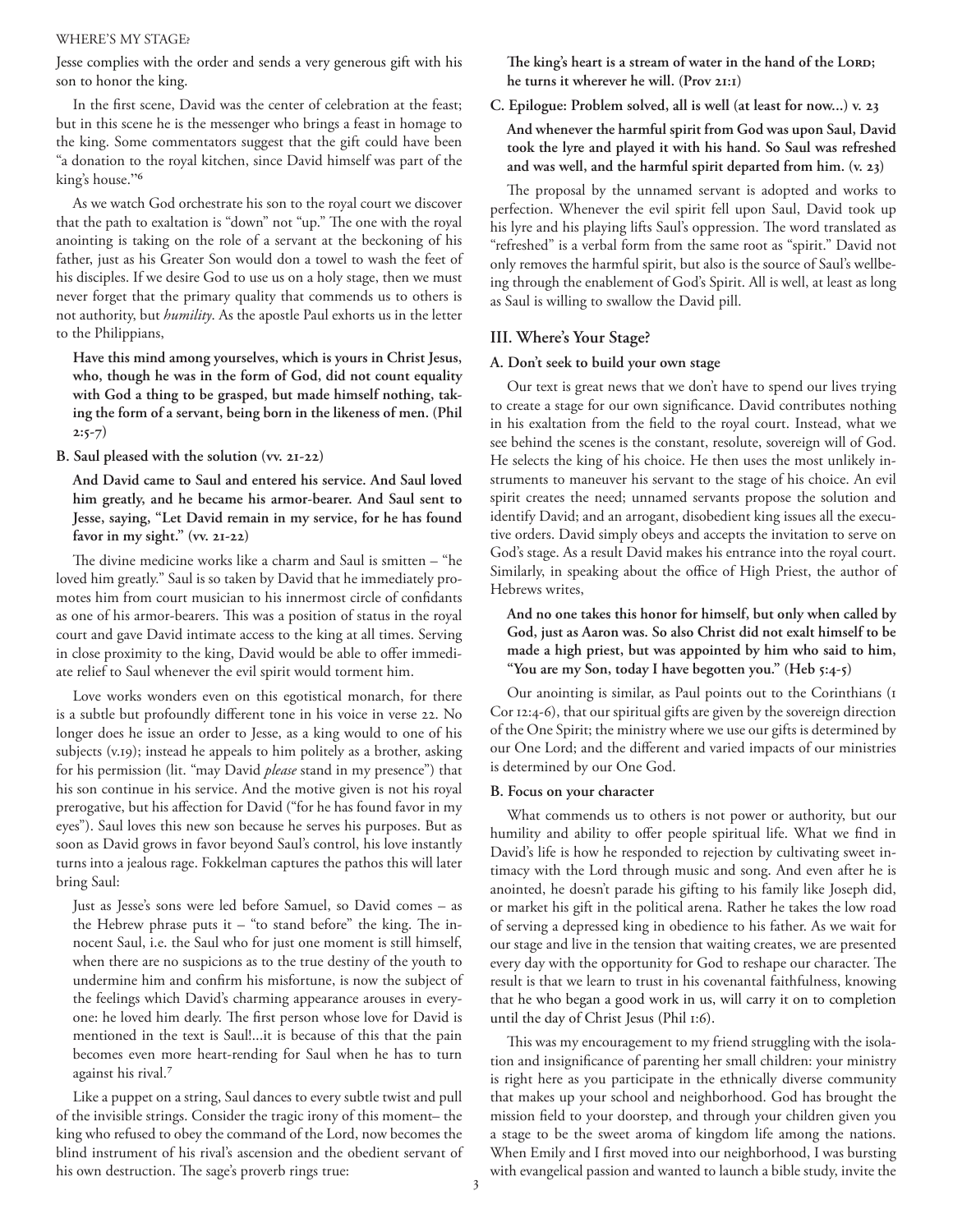Jesse complies with the order and sends a very generous gift with his son to honor the king.

In the first scene, David was the center of celebration at the feast; but in this scene he is the messenger who brings a feast in homage to the king. Some commentators suggest that the gift could have been "a donation to the royal kitchen, since David himself was part of the king's house."[6]

As we watch God orchestrate his son to the royal court we discover that the path to exaltation is "down" not "up." The one with the royal anointing is taking on the role of a servant at the beckoning of his father, just as his Greater Son would don a towel to wash the feet of his disciples. If we desire God to use us on a holy stage, then we must never forget that the primary quality that commends us to others is not authority, but *humility*. As the apostle Paul exhorts us in the letter to the Philippians,

> **Have this mind among yourselves, which is yours in Christ Jesus, who, though he was in the form of God, did not count equality with God a thing to be grasped, but made himself nothing, taking the form of a servant, being born in the likeness of men. (Phil 2:5-7)**

**B. Saul pleased with the solution (vv. 21-22)**

> **And David came to Saul and entered his service. And Saul loved him greatly, and he became his armor-bearer. And Saul sent to Jesse, saying, "Let David remain in my service, for he has found favor in my sight." (vv. 21-22)**

The divine medicine works like a charm and Saul is smitten – "he loved him greatly." Saul is so taken by David that he immediately promotes him from court musician to his innermost circle of confidants as one of his armor-bearers. This was a position of status in the royal court and gave David intimate access to the king at all times. Serving in close proximity to the king, David would be able to offer immediate relief to Saul whenever the evil spirit would torment him.

Love works wonders even on this egotistical monarch, for there is a subtle but profoundly different tone in his voice in verse 22. No longer does he issue an order to Jesse, as a king would to one of his subjects (v.19); instead he appeals to him politely as a brother, asking for his permission (lit. "may David *please* stand in my presence") that his son continue in his service. And the motive given is not his royal prerogative, but his affection for David ("for he has found favor in my eyes"). Saul loves this new son because he serves his purposes. But as soon as David grows in favor beyond Saul's control, his love instantly turns into a jealous rage. Fokkelman captures the pathos this will later bring Saul:

> Just as Jesse's sons were led before Samuel, so David comes – as the Hebrew phrase puts it – "to stand before" the king. The innocent Saul, i.e. the Saul who for just one moment is still himself, when there are no suspicions as to the true destiny of the youth to undermine him and confirm his misfortune, is now the subject of the feelings which David's charming appearance arouses in everyone: he loved him dearly. The first person whose love for David is mentioned in the text is Saul!...it is because of this that the pain becomes even more heart-rending for Saul when he has to turn against his rival.[7]

Like a puppet on a string, Saul dances to every subtle twist and pull of the invisible strings. Consider the tragic irony of this moment– the king who refused to obey the command of the Lord, now becomes the blind instrument of his rival's ascension and the obedient servant of his own destruction. The sage's proverb rings true:

> **The king's heart is a stream of water in the hand of the Lord; he turns it wherever he will. (Prov 21:1)**

**C. Epilogue: Problem solved, all is well (at least for now...) v. 23**

> **And whenever the harmful spirit from God was upon Saul, David took the lyre and played it with his hand. So Saul was refreshed and was well, and the harmful spirit departed from him. (v. 23)**

The proposal by the unnamed servant is adopted and works to perfection. Whenever the evil spirit fell upon Saul, David took up his lyre and his playing lifts Saul's oppression. The word translated as "refreshed" is a verbal form from the same root as "spirit." David not only removes the harmful spirit, but also is the source of Saul's wellbeing through the enablement of God's Spirit. All is well, at least as long as Saul is willing to swallow the David pill.

## III. Where's Your Stage?

**A. Don't seek to build your own stage**

Our text is great news that we don't have to spend our lives trying to create a stage for our own significance. David contributes nothing in his exaltation from the field to the royal court. Instead, what we see behind the scenes is the constant, resolute, sovereign will of God. He selects the king of his choice. He then uses the most unlikely instruments to maneuver his servant to the stage of his choice. An evil spirit creates the need; unnamed servants propose the solution and identify David; and an arrogant, disobedient king issues all the executive orders. David simply obeys and accepts the invitation to serve on God's stage. As a result David makes his entrance into the royal court. Similarly, in speaking about the office of High Priest, the author of Hebrews writes,

> **And no one takes this honor for himself, but only when called by God, just as Aaron was. So also Christ did not exalt himself to be made a high priest, but was appointed by him who said to him, "You are my Son, today I have begotten you." (Heb 5:4-5)**

Our anointing is similar, as Paul points out to the Corinthians (1 Cor 12:4-6), that our spiritual gifts are given by the sovereign direction of the One Spirit; the ministry where we use our gifts is determined by our One Lord; and the different and varied impacts of our ministries is determined by our One God.

**B. Focus on your character**

What commends us to others is not power or authority, but our humility and ability to offer people spiritual life. What we find in David's life is how he responded to rejection by cultivating sweet intimacy with the Lord through music and song. And even after he is anointed, he doesn't parade his gifting to his family like Joseph did, or market his gift in the political arena. Rather he takes the low road of serving a depressed king in obedience to his father. As we wait for our stage and live in the tension that waiting creates, we are presented every day with the opportunity for God to reshape our character. The result is that we learn to trust in his covenantal faithfulness, knowing that he who began a good work in us, will carry it on to completion until the day of Christ Jesus (Phil 1:6).

This was my encouragement to my friend struggling with the isolation and insignificance of parenting her small children: your ministry is right here as you participate in the ethnically diverse community that makes up your school and neighborhood. God has brought the mission field to your doorstep, and through your children given you a stage to be the sweet aroma of kingdom life among the nations. When Emily and I first moved into our neighborhood, I was bursting with evangelical passion and wanted to launch a bible study, invite the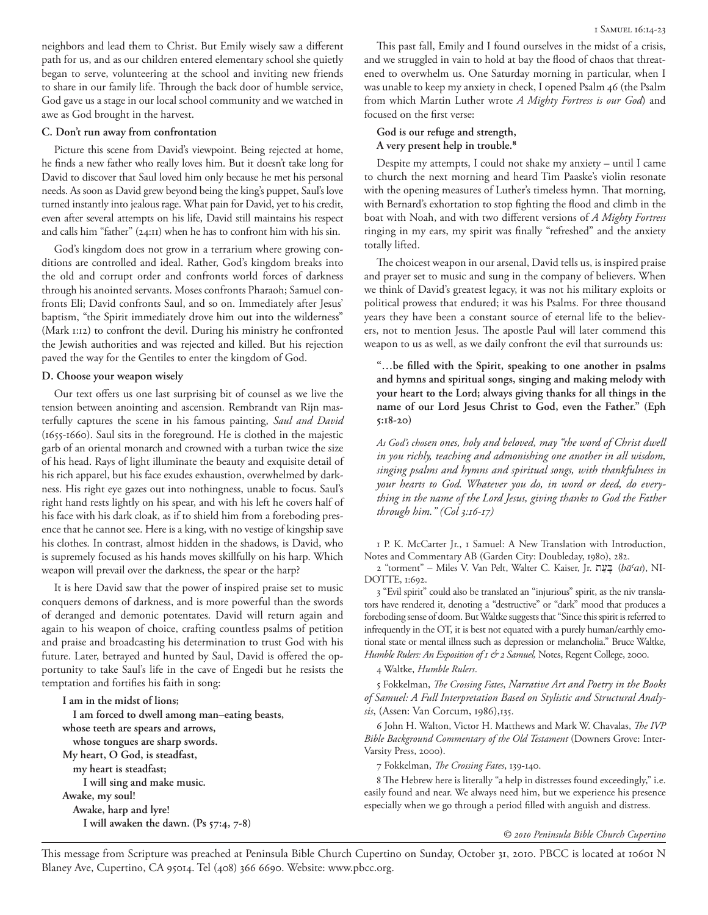neighbors and lead them to Christ. But Emily wisely saw a different path for us, and as our children entered elementary school she quietly began to serve, volunteering at the school and inviting new friends to share in our family life. Through the back door of humble service, God gave us a stage in our local school community and we watched in awe as God brought in the harvest.

#### C. Don't run away from confrontation

Picture this scene from David's viewpoint. Being rejected at home, he finds a new father who really loves him. But it doesn't take long for David to discover that Saul loved him only because he met his personal needs. As soon as David grew beyond being the king's puppet, Saul's love turned instantly into jealous rage. What pain for David, yet to his credit, even after several attempts on his life, David still maintains his respect and calls him "father" (24:11) when he has to confront him with his sin.

God's kingdom does not grow in a terrarium where growing conditions are controlled and ideal. Rather, God's kingdom breaks into the old and corrupt order and confronts world forces of darkness through his anointed servants. Moses confronts Pharaoh; Samuel confronts Eli; David confronts Saul, and so on. Immediately after Jesus' baptism, "the Spirit immediately drove him out into the wilderness" (Mark 1:12) to confront the devil. During his ministry he confronted the Jewish authorities and was rejected and killed. But his rejection paved the way for the Gentiles to enter the kingdom of God.

#### D. Choose your weapon wisely

Our text offers us one last surprising bit of counsel as we live the tension between anointing and ascension. Rembrandt van Rijn masterfully captures the scene in his famous painting, *Saul and David* (1655-1660). Saul sits in the foreground. He is clothed in the majestic garb of an oriental monarch and crowned with a turban twice the size of his head. Rays of light illuminate the beauty and exquisite detail of his rich apparel, but his face exudes exhaustion, overwhelmed by darkness. His right eye gazes out into nothingness, unable to focus. Saul's right hand rests lightly on his spear, and with his left he covers half of his face with his dark cloak, as if to shield him from a foreboding presence that he cannot see. Here is a king, with no vestige of kingship save his clothes. In contrast, almost hidden in the shadows, is David, who is supremely focused as his hands moves skillfully on his harp. Which weapon will prevail over the darkness, the spear or the harp?

It is here David saw that the power of inspired praise set to music conquers demons of darkness, and is more powerful than the swords of deranged and demonic potentates. David will return again and again to his weapon of choice, crafting countless psalms of petition and praise and broadcasting his determination to trust God with his future. Later, betrayed and hunted by Saul, David is offered the opportunity to take Saul's life in the cave of Engedi but he resists the temptation and fortifies his faith in song:

**I am in the midst of lions;**
**I am forced to dwell among man–eating beasts,**
**whose teeth are spears and arrows,**
**whose tongues are sharp swords.**
**My heart, O God, is steadfast,**
**my heart is steadfast;**
**I will sing and make music.**
**Awake, my soul!**
**Awake, harp and lyre!**
**I will awaken the dawn. (Ps 57:4, 7-8)**

This past fall, Emily and I found ourselves in the midst of a crisis, and we struggled in vain to hold at bay the flood of chaos that threatened to overwhelm us. One Saturday morning in particular, when I was unable to keep my anxiety in check, I opened Psalm 46 (the Psalm from which Martin Luther wrote *A Mighty Fortress is our God*) and focused on the first verse:

**God is our refuge and strength,**
**A very present help in trouble.[8]**

Despite my attempts, I could not shake my anxiety – until I came to church the next morning and heard Tim Paaske's violin resonate with the opening measures of Luther's timeless hymn. That morning, with Bernard's exhortation to stop fighting the flood and climb in the boat with Noah, and with two different versions of *A Mighty Fortress* ringing in my ears, my spirit was finally "refreshed" and the anxiety totally lifted.

The choicest weapon in our arsenal, David tells us, is inspired praise and prayer set to music and sung in the company of believers. When we think of David's greatest legacy, it was not his military exploits or political prowess that endured; it was his Psalms. For three thousand years they have been a constant source of eternal life to the believers, not to mention Jesus. The apostle Paul will later commend this weapon to us as well, as we daily confront the evil that surrounds us:

**"…be filled with the Spirit, speaking to one another in psalms and hymns and spiritual songs, singing and making melody with your heart to the Lord; always giving thanks for all things in the name of our Lord Jesus Christ to God, even the Father." (Eph 5:18-20)**

*As God's chosen ones, holy and beloved, may "the word of Christ dwell in you richly, teaching and admonishing one another in all wisdom, singing psalms and hymns and spiritual songs, with thankfulness in your hearts to God. Whatever you do, in word or deed, do everything in the name of the Lord Jesus, giving thanks to God the Father through him." (Col 3:16-17)*

1 P. K. McCarter Jr., 1 Samuel: A New Translation with Introduction, Notes and Commentary AB (Garden City: Doubleday, 1980), 282.

2 "torment" – Miles V. Van Pelt, Walter C. Kaiser, Jr. בָּעַת (*bāʿat*), NIDOTTE, 1:692.

3 "Evil spirit" could also be translated an "injurious" spirit, as the niv translators have rendered it, denoting a "destructive" or "dark" mood that produces a foreboding sense of doom. But Waltke suggests that "Since this spirit is referred to infrequently in the OT, it is best not equated with a purely human/earthly emotional state or mental illness such as depression or melancholia." Bruce Waltke, *Humble Rulers: An Exposition of 1 & 2 Samuel,* Notes, Regent College, 2000.

4 Waltke, *Humble Rulers*.

5 Fokkelman, *The Crossing Fates*, *Narrative Art and Poetry in the Books of Samuel: A Full Interpretation Based on Stylistic and Structural Analysis*, (Assen: Van Corcum, 1986),135.

6 John H. Walton, Victor H. Matthews and Mark W. Chavalas, *The IVP Bible Background Commentary of the Old Testament* (Downers Grove: Inter-Varsity Press, 2000).

7 Fokkelman, *The Crossing Fates*, 139-140.

8 The Hebrew here is literally "a help in distresses found exceedingly," i.e. easily found and near. We always need him, but we experience his presence especially when we go through a period filled with anguish and distress.

*© 2010 Peninsula Bible Church Cupertino*

This message from Scripture was preached at Peninsula Bible Church Cupertino on Sunday, October 31, 2010. PBCC is located at 10601 N Blaney Ave, Cupertino, CA 95014. Tel (408) 366 6690. Website: www.pbcc.org.